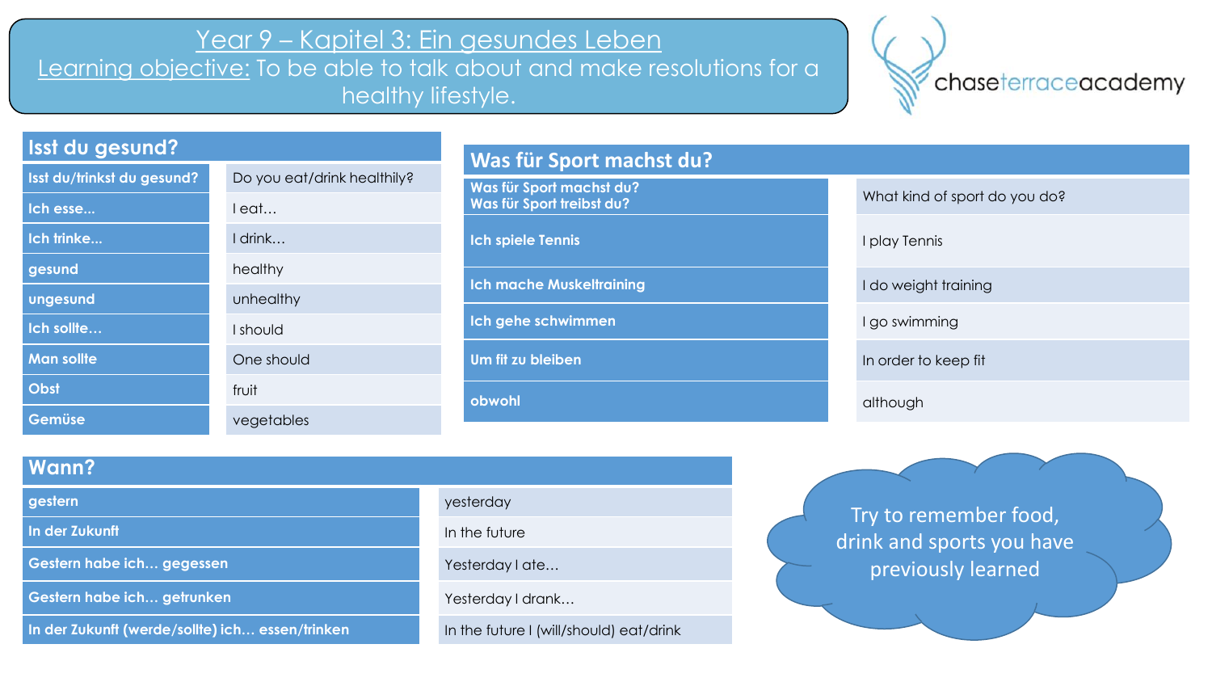# Year 9 – Kapitel 3: Ein gesundes Leben

Learning objective: To be able to talk about and make resolutions for a healthy lifestyle.

chaseterraceacademy

| Isst du gesund? | |
|---|---|
| Isst du/trinkst du gesund? | Do you eat/drink healthily? |
| Ich esse… | I eat… |
| Ich trinke… | I drink… |
| gesund | healthy |
| ungesund | unhealthy |
| Ich sollte… | I should |
| Man sollte | One should |
| Obst | fruit |
| Gemüse | vegetables |

| Was für Sport machst du? | |
|---|---|
| Was für Sport machst du?<br>Was für Sport treibst du? | What kind of sport do you do? |
| Ich spiele Tennis | I play Tennis |
| Ich mache Muskeltraining | I do weight training |
| Ich gehe schwimmen | I go swimming |
| Um fit zu bleiben | In order to keep fit |
| obwohl | although |

| Wann? | |
|---|---|
| gestern | yesterday |
| In der Zukunft | In the future |
| Gestern habe ich… gegessen | Yesterday I ate… |
| Gestern habe ich… getrunken | Yesterday I drank… |
| In der Zukunft (werde/sollte) ich… essen/trinken | In the future I (will/should) eat/drink |

Try to remember food, drink and sports you have previously learned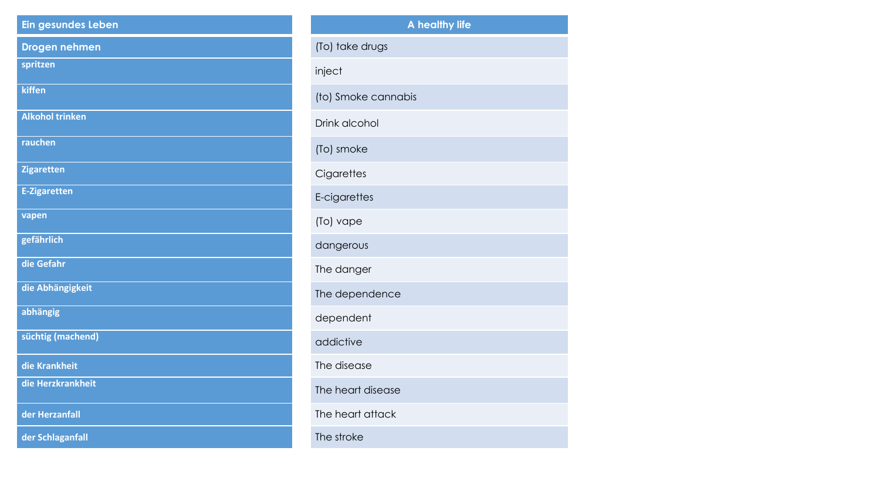| Ein gesundes Leben | A healthy life |
|---|---|
| **Drogen nehmen** | (To) take drugs |
| **spritzen** | inject |
| **kiffen** | (to) Smoke cannabis |
| **Alkohol trinken** | Drink alcohol |
| **rauchen** | (To) smoke |
| **Zigaretten** | Cigarettes |
| **E-Zigaretten** | E-cigarettes |
| **vapen** | (To) vape |
| **gefährlich** | dangerous |
| **die Gefahr** | The danger |
| **die Abhängigkeit** | The dependence |
| **abhängig** | dependent |
| **süchtig (machend)** | addictive |
| **die Krankheit** | The disease |
| **die Herzkrankheit** | The heart disease |
| **der Herzanfall** | The heart attack |
| **der Schlaganfall** | The stroke |